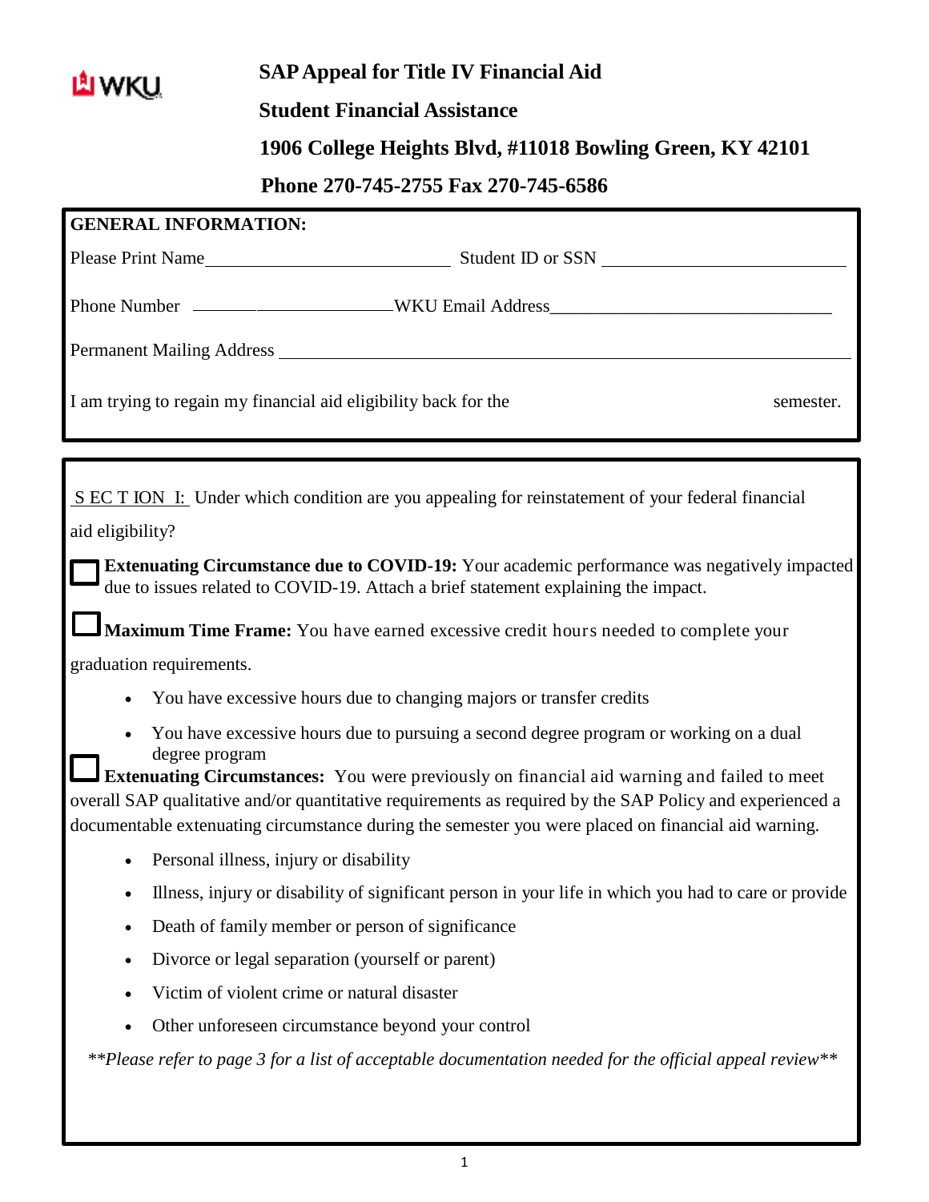WKU

# SAP Appeal for Title IV Financial Aid

**Student Financial Assistance**

**1906 College Heights Blvd, #11018 Bowling Green, KY 42101**

**Phone 270-745-2755 Fax 270-745-6586**

## GENERAL INFORMATION:

Please Print Name\_\_\_\_\_\_\_\_\_\_\_\_\_\_\_\_\_\_\_\_\_\_\_\_\_\_\_ Student ID or SSN \_\_\_\_\_\_\_\_\_\_\_\_\_\_\_\_\_\_\_\_\_\_\_\_\_\_\_

Phone Number \_\_\_\_\_\_\_\_\_\_\_\_\_\_\_\_\_\_\_\_\_\_\_\_\_WKU Email Address\_\_\_\_\_\_\_\_\_\_\_\_\_\_\_\_\_\_\_\_\_\_\_\_\_\_\_\_\_\_\_

Permanent Mailing Address \_\_\_\_\_\_\_\_\_\_\_\_\_\_\_\_\_\_\_\_\_\_\_\_\_\_\_\_\_\_\_\_\_\_\_\_\_\_\_\_\_\_\_\_\_\_\_\_\_\_\_\_\_\_\_\_\_\_\_\_\_\_\_

I am trying to regain my financial aid eligibility back for the \_\_\_\_\_\_\_\_\_\_\_\_\_\_\_\_ semester.

<u>SECTION I:</u> Under which condition are you appealing for reinstatement of your federal financial aid eligibility?

☐ **Extenuating Circumstance due to COVID-19:** Your academic performance was negatively impacted due to issues related to COVID-19. Attach a brief statement explaining the impact.

☐ **Maximum Time Frame:** You have earned excessive credit hours needed to complete your graduation requirements.

- You have excessive hours due to changing majors or transfer credits
- You have excessive hours due to pursuing a second degree program or working on a dual degree program

☐ **Extenuating Circumstances:** You were previously on financial aid warning and failed to meet overall SAP qualitative and/or quantitative requirements as required by the SAP Policy and experienced a documentable extenuating circumstance during the semester you were placed on financial aid warning.

- Personal illness, injury or disability
- Illness, injury or disability of significant person in your life in which you had to care or provide
- Death of family member or person of significance
- Divorce or legal separation (yourself or parent)
- Victim of violent crime or natural disaster
- Other unforeseen circumstance beyond your control

*\*\*Please refer to page 3 for a list of acceptable documentation needed for the official appeal review\*\**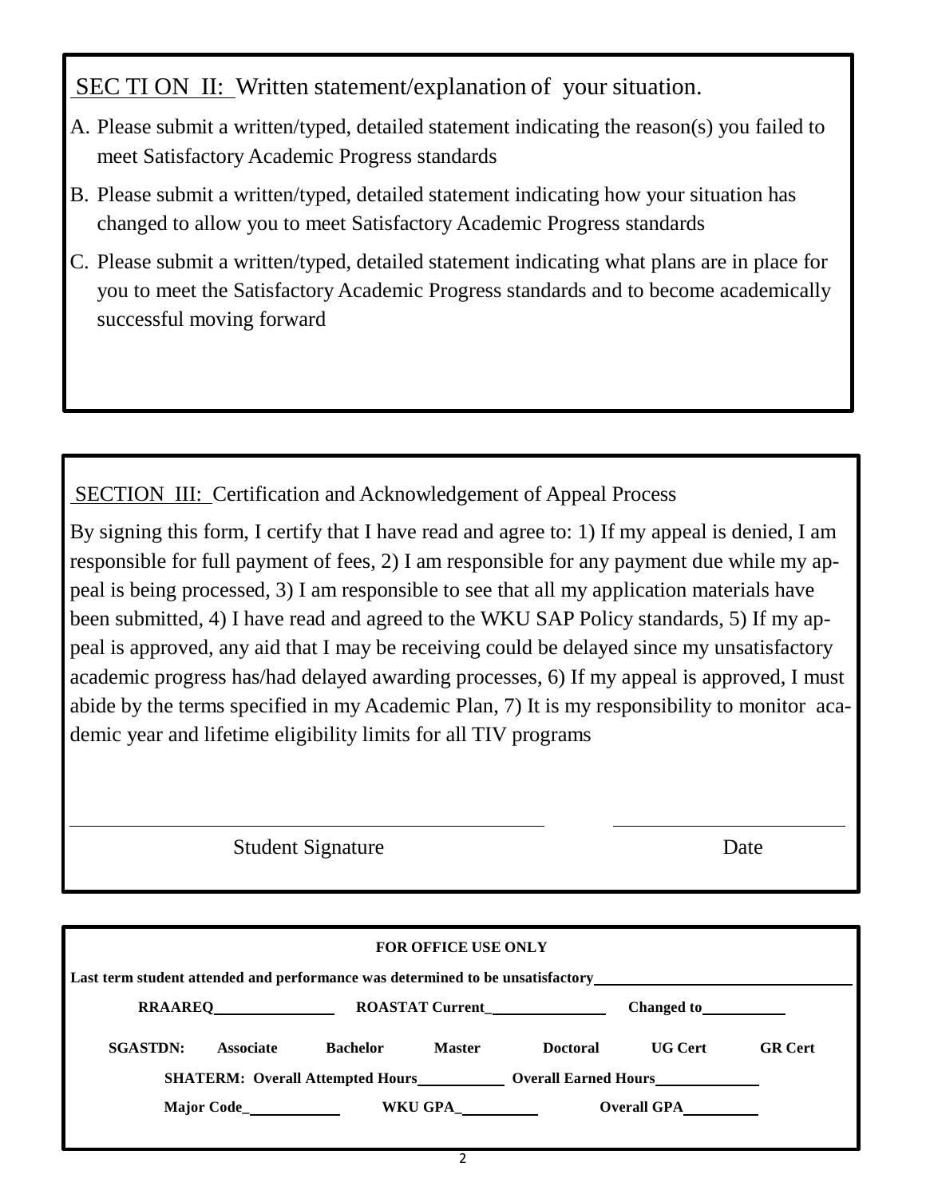## SECTION II: Written statement/explanation of your situation.

A. Please submit a written/typed, detailed statement indicating the reason(s) you failed to meet Satisfactory Academic Progress standards

B. Please submit a written/typed, detailed statement indicating how your situation has changed to allow you to meet Satisfactory Academic Progress standards

C. Please submit a written/typed, detailed statement indicating what plans are in place for you to meet the Satisfactory Academic Progress standards and to become academically successful moving forward

## SECTION III: Certification and Acknowledgement of Appeal Process

By signing this form, I certify that I have read and agree to: 1) If my appeal is denied, I am responsible for full payment of fees, 2) I am responsible for any payment due while my appeal is being processed, 3) I am responsible to see that all my application materials have been submitted, 4) I have read and agreed to the WKU SAP Policy standards, 5) If my appeal is approved, any aid that I may be receiving could be delayed since my unsatisfactory academic progress has/had delayed awarding processes, 6) If my appeal is approved, I must abide by the terms specified in my Academic Plan, 7) It is my responsibility to monitor academic year and lifetime eligibility limits for all TIV programs

_______________________________________ &nbsp;&nbsp;&nbsp;&nbsp; ____________________

Student Signature &nbsp;&nbsp;&nbsp;&nbsp; Date

**FOR OFFICE USE ONLY**

**Last term student attended and performance was determined to be unsatisfactory**________________

**RRAAREQ**__________ **ROASTAT Current**__________ **Changed to**__________

**SGASTDN:** Associate **Bachelor** **Master** **Doctoral** **UG Cert** **GR Cert**

**SHATERM: Overall Attempted Hours**__________ **Overall Earned Hours**__________

**Major Code**__________ **WKU GPA**__________ **Overall GPA**__________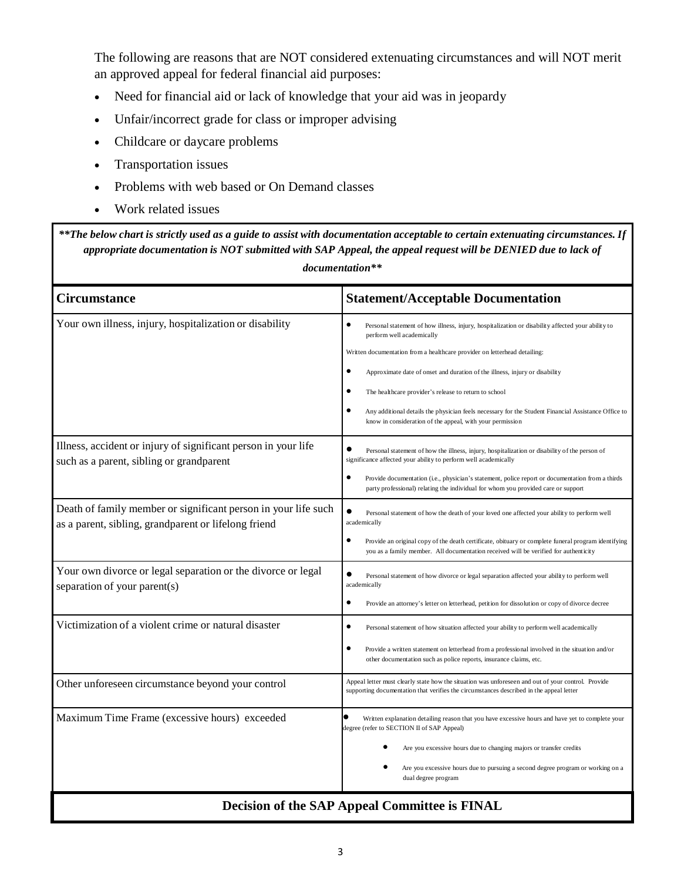The following are reasons that are NOT considered extenuating circumstances and will NOT merit an approved appeal for federal financial aid purposes:

- Need for financial aid or lack of knowledge that your aid was in jeopardy
- Unfair/incorrect grade for class or improper advising
- Childcare or daycare problems
- Transportation issues
- Problems with web based or On Demand classes
- Work related issues

***\*\*The below chart is strictly used as a guide to assist with documentation acceptable to certain extenuating circumstances. If appropriate documentation is NOT submitted with SAP Appeal, the appeal request will be DENIED due to lack of documentation\*\****

| **Circumstance** | **Statement/Acceptable Documentation** |
| --- | --- |
| Your own illness, injury, hospitalization or disability | • Personal statement of how illness, injury, hospitalization or disability affected your ability to perform well academically<br>Written documentation from a healthcare provider on letterhead detailing:<br>• Approximate date of onset and duration of the illness, injury or disability<br>• The healthcare provider's release to return to school<br>• Any additional details the physician feels necessary for the Student Financial Assistance Office to know in consideration of the appeal, with your permission |
| Illness, accident or injury of significant person in your life such as a parent, sibling or grandparent | • Personal statement of how the illness, injury, hospitalization or disability of the person of significance affected your ability to perform well academically<br>• Provide documentation (i.e., physician's statement, police report or documentation from a thirds party professional) relating the individual for whom you provided care or support |
| Death of family member or significant person in your life such as a parent, sibling, grandparent or lifelong friend | • Personal statement of how the death of your loved one affected your ability to perform well academically<br>• Provide an original copy of the death certificate, obituary or complete funeral program identifying you as a family member. All documentation received will be verified for authenticity |
| Your own divorce or legal separation or the divorce or legal separation of your parent(s) | • Personal statement of how divorce or legal separation affected your ability to perform well academically<br>• Provide an attorney's letter on letterhead, petition for dissolution or copy of divorce decree |
| Victimization of a violent crime or natural disaster | • Personal statement of how situation affected your ability to perform well academically<br>• Provide a written statement on letterhead from a professional involved in the situation and/or other documentation such as police reports, insurance claims, etc. |
| Other unforeseen circumstance beyond your control | Appeal letter must clearly state how the situation was unforeseen and out of your control. Provide supporting documentation that verifies the circumstances described in the appeal letter |
| Maximum Time Frame (excessive hours) exceeded | • Written explanation detailing reason that you have excessive hours and have yet to complete your degree (refer to SECTION II of SAP Appeal)<br>• Are you excessive hours due to changing majors or transfer credits<br>• Are you excessive hours due to pursuing a second degree program or working on a dual degree program |

**Decision of the SAP Appeal Committee is FINAL**